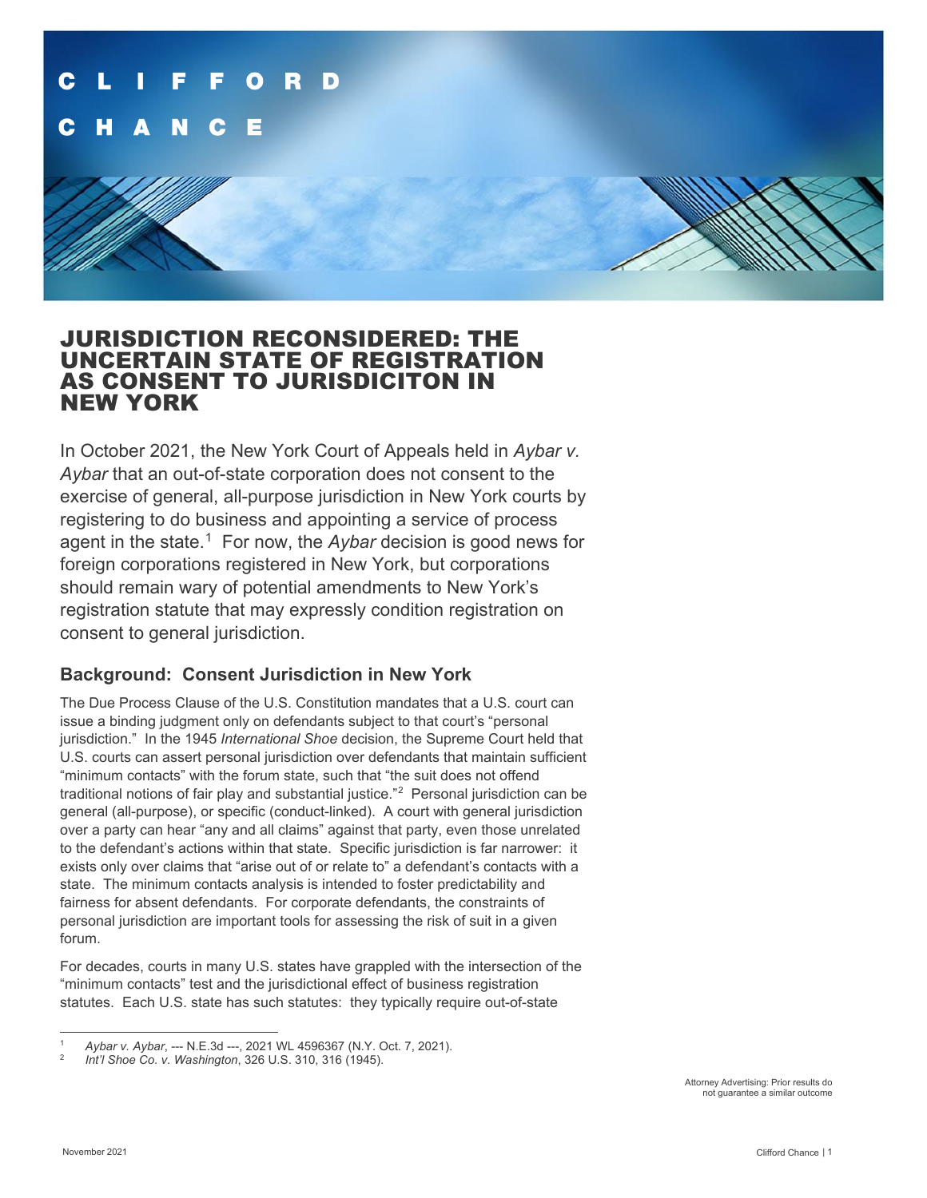# JURISDICTION RECONSIDERED: THE UNCERTAIN STATE OF REGISTRATION AS CONSENT TO JURISDICITON IN NEW YORK

In October 2021, the New York Court of Appeals held in *Aybar v. Aybar* that an out-of-state corporation does not consent to the exercise of general, all-purpose jurisdiction in New York courts by registering to do business and appointing a service of process agent in the state.[1] For now, the *Aybar* decision is good news for foreign corporations registered in New York, but corporations should remain wary of potential amendments to New York's registration statute that may expressly condition registration on consent to general jurisdiction.

## Background: Consent Jurisdiction in New York

The Due Process Clause of the U.S. Constitution mandates that a U.S. court can issue a binding judgment only on defendants subject to that court's "personal jurisdiction." In the 1945 *International Shoe* decision, the Supreme Court held that U.S. courts can assert personal jurisdiction over defendants that maintain sufficient "minimum contacts" with the forum state, such that "the suit does not offend traditional notions of fair play and substantial justice."[2] Personal jurisdiction can be general (all-purpose), or specific (conduct-linked). A court with general jurisdiction over a party can hear "any and all claims" against that party, even those unrelated to the defendant's actions within that state. Specific jurisdiction is far narrower: it exists only over claims that "arise out of or relate to" a defendant's contacts with a state. The minimum contacts analysis is intended to foster predictability and fairness for absent defendants. For corporate defendants, the constraints of personal jurisdiction are important tools for assessing the risk of suit in a given forum.

For decades, courts in many U.S. states have grappled with the intersection of the "minimum contacts" test and the jurisdictional effect of business registration statutes. Each U.S. state has such statutes: they typically require out-of-state

---

[1] *Aybar v. Aybar*, --- N.E.3d ---, 2021 WL 4596367 (N.Y. Oct. 7, 2021).

[2] *Int'l Shoe Co. v. Washington*, 326 U.S. 310, 316 (1945).

Attorney Advertising: Prior results do not guarantee a similar outcome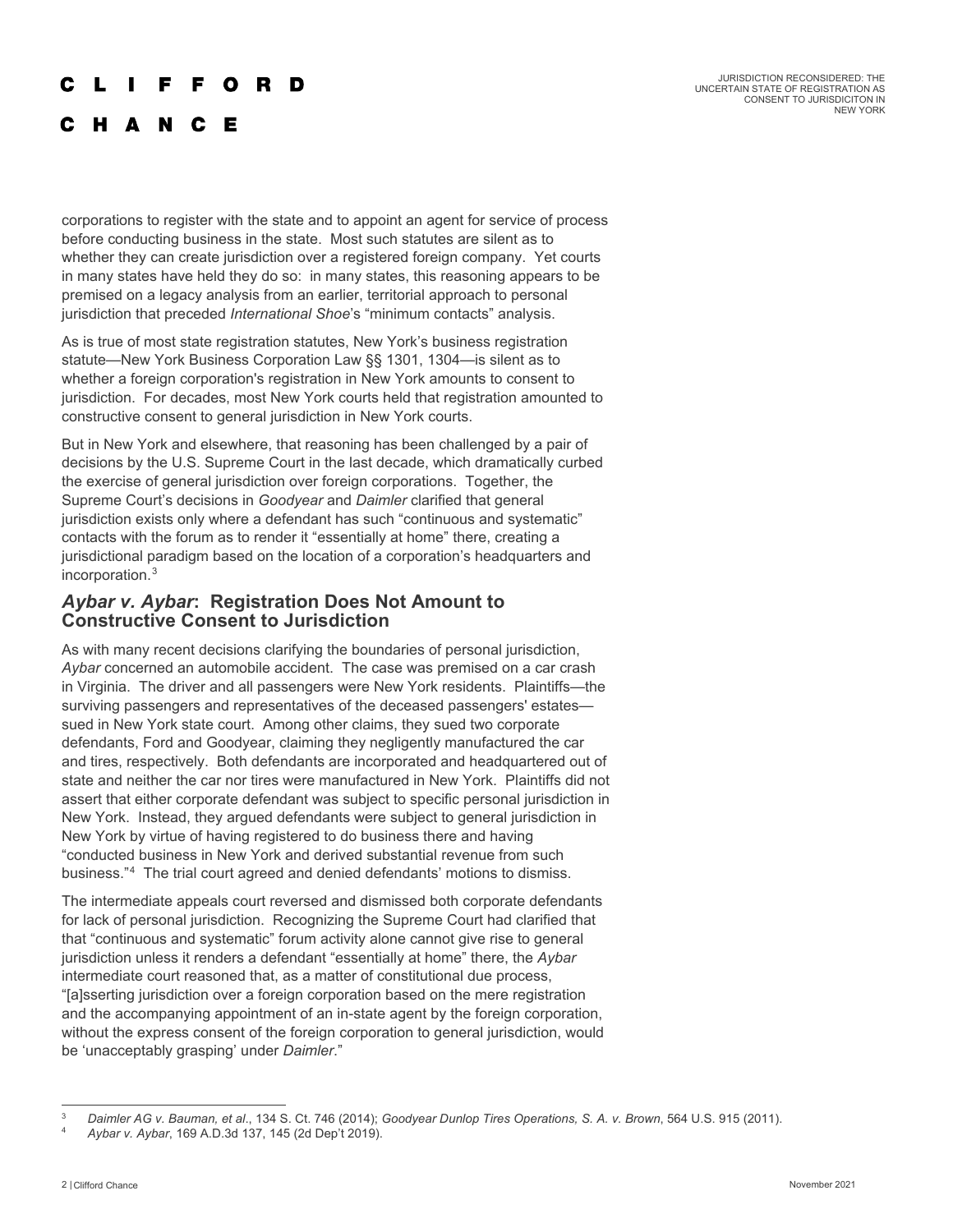corporations to register with the state and to appoint an agent for service of process before conducting business in the state. Most such statutes are silent as to whether they can create jurisdiction over a registered foreign company. Yet courts in many states have held they do so: in many states, this reasoning appears to be premised on a legacy analysis from an earlier, territorial approach to personal jurisdiction that preceded *International Shoe*'s "minimum contacts" analysis.

As is true of most state registration statutes, New York's business registration statute—New York Business Corporation Law §§ 1301, 1304—is silent as to whether a foreign corporation's registration in New York amounts to consent to jurisdiction. For decades, most New York courts held that registration amounted to constructive consent to general jurisdiction in New York courts.

But in New York and elsewhere, that reasoning has been challenged by a pair of decisions by the U.S. Supreme Court in the last decade, which dramatically curbed the exercise of general jurisdiction over foreign corporations. Together, the Supreme Court's decisions in *Goodyear* and *Daimler* clarified that general jurisdiction exists only where a defendant has such "continuous and systematic" contacts with the forum as to render it "essentially at home" there, creating a jurisdictional paradigm based on the location of a corporation's headquarters and incorporation.[3]

## *Aybar v. Aybar*: Registration Does Not Amount to Constructive Consent to Jurisdiction

As with many recent decisions clarifying the boundaries of personal jurisdiction, *Aybar* concerned an automobile accident. The case was premised on a car crash in Virginia. The driver and all passengers were New York residents. Plaintiffs—the surviving passengers and representatives of the deceased passengers' estates—sued in New York state court. Among other claims, they sued two corporate defendants, Ford and Goodyear, claiming they negligently manufactured the car and tires, respectively. Both defendants are incorporated and headquartered out of state and neither the car nor tires were manufactured in New York. Plaintiffs did not assert that either corporate defendant was subject to specific personal jurisdiction in New York. Instead, they argued defendants were subject to general jurisdiction in New York by virtue of having registered to do business there and having "conducted business in New York and derived substantial revenue from such business."[4] The trial court agreed and denied defendants' motions to dismiss.

The intermediate appeals court reversed and dismissed both corporate defendants for lack of personal jurisdiction. Recognizing the Supreme Court had clarified that that "continuous and systematic" forum activity alone cannot give rise to general jurisdiction unless it renders a defendant "essentially at home" there, the *Aybar* intermediate court reasoned that, as a matter of constitutional due process, "[a]sserting jurisdiction over a foreign corporation based on the mere registration and the accompanying appointment of an in-state agent by the foreign corporation, without the express consent of the foreign corporation to general jurisdiction, would be 'unacceptably grasping' under *Daimler*."

---

[3] *Daimler AG v. Bauman, et al*., 134 S. Ct. 746 (2014); *Goodyear Dunlop Tires Operations, S. A. v. Brown*, 564 U.S. 915 (2011).

[4] *Aybar v. Aybar*, 169 A.D.3d 137, 145 (2d Dep't 2019).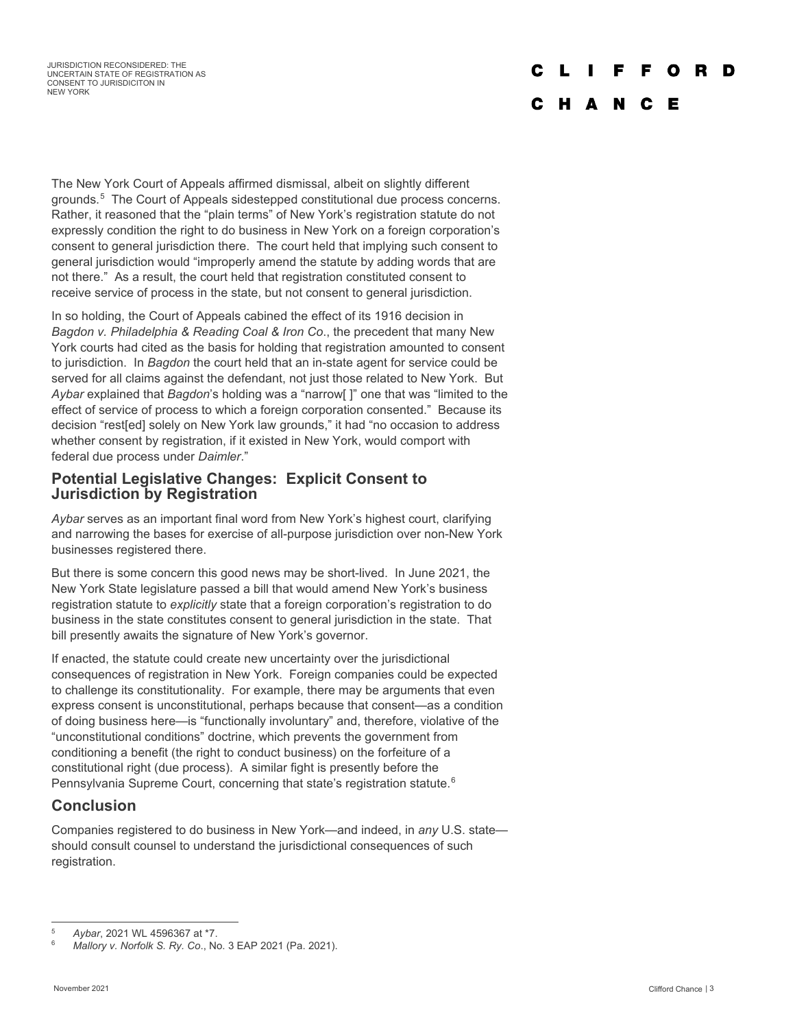The New York Court of Appeals affirmed dismissal, albeit on slightly different grounds.[5] The Court of Appeals sidestepped constitutional due process concerns. Rather, it reasoned that the "plain terms" of New York's registration statute do not expressly condition the right to do business in New York on a foreign corporation's consent to general jurisdiction there. The court held that implying such consent to general jurisdiction would "improperly amend the statute by adding words that are not there." As a result, the court held that registration constituted consent to receive service of process in the state, but not consent to general jurisdiction.

In so holding, the Court of Appeals cabined the effect of its 1916 decision in *Bagdon v. Philadelphia & Reading Coal & Iron Co*., the precedent that many New York courts had cited as the basis for holding that registration amounted to consent to jurisdiction. In *Bagdon* the court held that an in-state agent for service could be served for all claims against the defendant, not just those related to New York. But *Aybar* explained that *Bagdon*'s holding was a "narrow[ ]" one that was "limited to the effect of service of process to which a foreign corporation consented." Because its decision "rest[ed] solely on New York law grounds," it had "no occasion to address whether consent by registration, if it existed in New York, would comport with federal due process under *Daimler*."

## Potential Legislative Changes: Explicit Consent to Jurisdiction by Registration

*Aybar* serves as an important final word from New York's highest court, clarifying and narrowing the bases for exercise of all-purpose jurisdiction over non-New York businesses registered there.

But there is some concern this good news may be short-lived. In June 2021, the New York State legislature passed a bill that would amend New York's business registration statute to *explicitly* state that a foreign corporation's registration to do business in the state constitutes consent to general jurisdiction in the state. That bill presently awaits the signature of New York's governor.

If enacted, the statute could create new uncertainty over the jurisdictional consequences of registration in New York. Foreign companies could be expected to challenge its constitutionality. For example, there may be arguments that even express consent is unconstitutional, perhaps because that consent—as a condition of doing business here—is "functionally involuntary" and, therefore, violative of the "unconstitutional conditions" doctrine, which prevents the government from conditioning a benefit (the right to conduct business) on the forfeiture of a constitutional right (due process). A similar fight is presently before the Pennsylvania Supreme Court, concerning that state's registration statute.[6]

## Conclusion

Companies registered to do business in New York—and indeed, in *any* U.S. state—should consult counsel to understand the jurisdictional consequences of such registration.

---

[5] *Aybar*, 2021 WL 4596367 at *7.

[6] *Mallory v. Norfolk S. Ry. Co*., No. 3 EAP 2021 (Pa. 2021).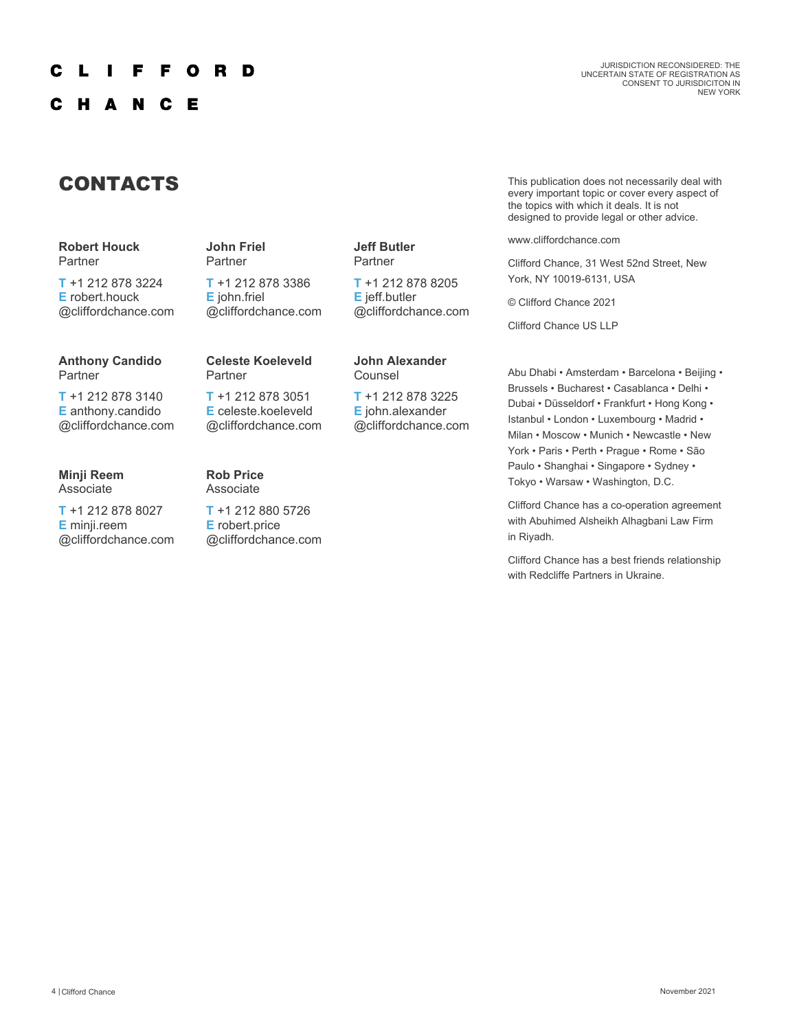## CONTACTS

**Robert Houck**
Partner

**T** +1 212 878 3224
**E** robert.houck@cliffordchance.com

**John Friel**
Partner

**T** +1 212 878 3386
**E** john.friel@cliffordchance.com

**Jeff Butler**
Partner

**T** +1 212 878 8205
**E** jeff.butler@cliffordchance.com

**Anthony Candido**
Partner

**T** +1 212 878 3140
**E** anthony.candido@cliffordchance.com

**Celeste Koeleveld**
Partner

**T** +1 212 878 3051
**E** celeste.koeleveld@cliffordchance.com

**John Alexander**
Counsel

**T** +1 212 878 3225
**E** john.alexander@cliffordchance.com

**Minji Reem**
Associate

**T** +1 212 878 8027
**E** minji.reem@cliffordchance.com

**Rob Price**
Associate

**T** +1 212 880 5726
**E** robert.price@cliffordchance.com

This publication does not necessarily deal with every important topic or cover every aspect of the topics with which it deals. It is not designed to provide legal or other advice.

www.cliffordchance.com

Clifford Chance, 31 West 52nd Street, New York, NY 10019-6131, USA

© Clifford Chance 2021

Clifford Chance US LLP

Abu Dhabi • Amsterdam • Barcelona • Beijing • Brussels • Bucharest • Casablanca • Delhi • Dubai • Düsseldorf • Frankfurt • Hong Kong • Istanbul • London • Luxembourg • Madrid • Milan • Moscow • Munich • Newcastle • New York • Paris • Perth • Prague • Rome • São Paulo • Shanghai • Singapore • Sydney • Tokyo • Warsaw • Washington, D.C.

Clifford Chance has a co-operation agreement with Abuhimed Alsheikh Alhagbani Law Firm in Riyadh.

Clifford Chance has a best friends relationship with Redcliffe Partners in Ukraine.